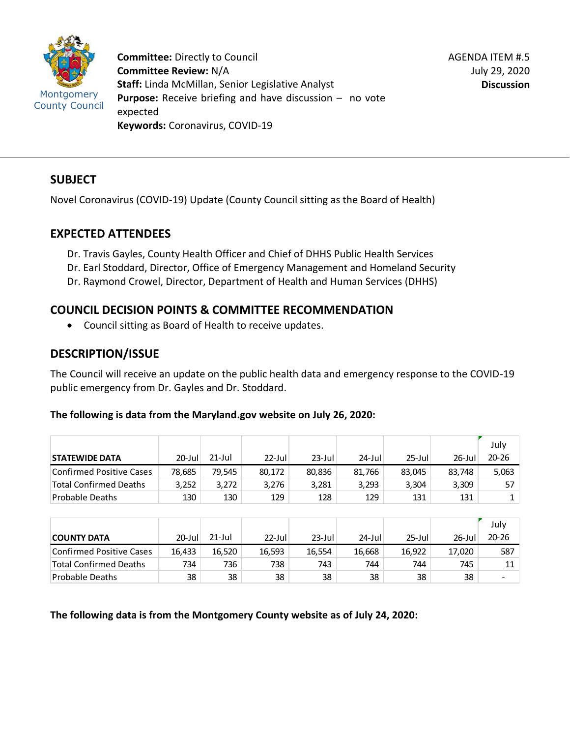Montgomery County Council

**Committee:** Directly to Council
**Committee Review:** N/A
**Staff:** Linda McMillan, Senior Legislative Analyst
**Purpose:** Receive briefing and have discussion – no vote expected
**Keywords:** Coronavirus, COVID-19

AGENDA ITEM #.5
July 29, 2020
**Discussion**

## SUBJECT

Novel Coronavirus (COVID-19) Update (County Council sitting as the Board of Health)

## EXPECTED ATTENDEES

Dr. Travis Gayles, County Health Officer and Chief of DHHS Public Health Services
Dr. Earl Stoddard, Director, Office of Emergency Management and Homeland Security
Dr. Raymond Crowel, Director, Department of Health and Human Services (DHHS)

## COUNCIL DECISION POINTS & COMMITTEE RECOMMENDATION

- Council sitting as Board of Health to receive updates.

## DESCRIPTION/ISSUE

The Council will receive an update on the public health data and emergency response to the COVID-19 public emergency from Dr. Gayles and Dr. Stoddard.

**The following is data from the Maryland.gov website on July 26, 2020:**

| STATEWIDE DATA | 20-Jul | 21-Jul | 22-Jul | 23-Jul | 24-Jul | 25-Jul | 26-Jul | July 20-26 |
|---|---|---|---|---|---|---|---|---|
| Confirmed Positive Cases | 78,685 | 79,545 | 80,172 | 80,836 | 81,766 | 83,045 | 83,748 | 5,063 |
| Total Confirmed Deaths | 3,252 | 3,272 | 3,276 | 3,281 | 3,293 | 3,304 | 3,309 | 57 |
| Probable Deaths | 130 | 130 | 129 | 128 | 129 | 131 | 131 | 1 |

| COUNTY DATA | 20-Jul | 21-Jul | 22-Jul | 23-Jul | 24-Jul | 25-Jul | 26-Jul | July 20-26 |
|---|---|---|---|---|---|---|---|---|
| Confirmed Positive Cases | 16,433 | 16,520 | 16,593 | 16,554 | 16,668 | 16,922 | 17,020 | 587 |
| Total Confirmed Deaths | 734 | 736 | 738 | 743 | 744 | 744 | 745 | 11 |
| Probable Deaths | 38 | 38 | 38 | 38 | 38 | 38 | 38 | - |

**The following data is from the Montgomery County website as of July 24, 2020:**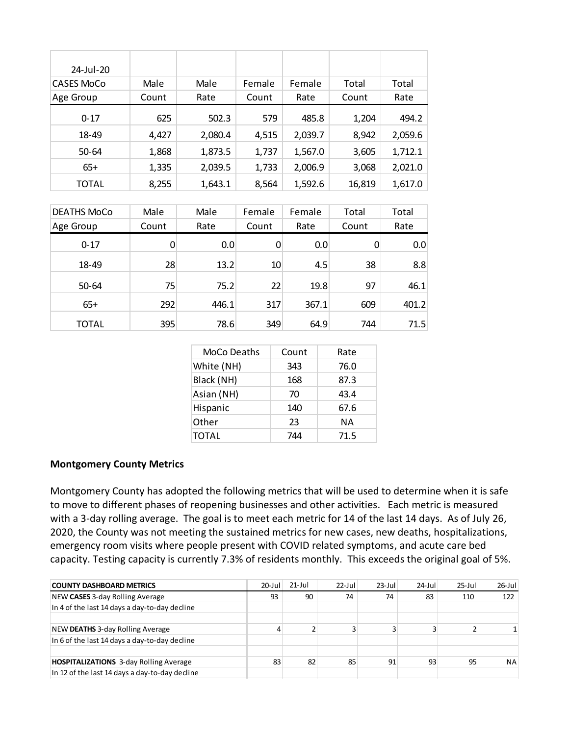| 24-Jul-20 | | | | | | |
|---|---|---|---|---|---|---|
| CASES MoCo | Male | Male | Female | Female | Total | Total |
| Age Group | Count | Rate | Count | Rate | Count | Rate |
| 0-17 | 625 | 502.3 | 579 | 485.8 | 1,204 | 494.2 |
| 18-49 | 4,427 | 2,080.4 | 4,515 | 2,039.7 | 8,942 | 2,059.6 |
| 50-64 | 1,868 | 1,873.5 | 1,737 | 1,567.0 | 3,605 | 1,712.1 |
| 65+ | 1,335 | 2,039.5 | 1,733 | 2,006.9 | 3,068 | 2,021.0 |
| TOTAL | 8,255 | 1,643.1 | 8,564 | 1,592.6 | 16,819 | 1,617.0 |

| DEATHS MoCo | Male | Male | Female | Female | Total | Total |
|---|---|---|---|---|---|---|
| Age Group | Count | Rate | Count | Rate | Count | Rate |
| 0-17 | 0 | 0.0 | 0 | 0.0 | 0 | 0.0 |
| 18-49 | 28 | 13.2 | 10 | 4.5 | 38 | 8.8 |
| 50-64 | 75 | 75.2 | 22 | 19.8 | 97 | 46.1 |
| 65+ | 292 | 446.1 | 317 | 367.1 | 609 | 401.2 |
| TOTAL | 395 | 78.6 | 349 | 64.9 | 744 | 71.5 |

| MoCo Deaths | Count | Rate |
|---|---|---|
| White (NH) | 343 | 76.0 |
| Black (NH) | 168 | 87.3 |
| Asian (NH) | 70 | 43.4 |
| Hispanic | 140 | 67.6 |
| Other | 23 | NA |
| TOTAL | 744 | 71.5 |

**Montgomery County Metrics**

Montgomery County has adopted the following metrics that will be used to determine when it is safe to move to different phases of reopening businesses and other activities. Each metric is measured with a 3-day rolling average. The goal is to meet each metric for 14 of the last 14 days. As of July 26, 2020, the County was not meeting the sustained metrics for new cases, new deaths, hospitalizations, emergency room visits where people present with COVID related symptoms, and acute care bed capacity. Testing capacity is currently 7.3% of residents monthly. This exceeds the original goal of 5%.

| COUNTY DASHBOARD METRICS | 20-Jul | 21-Jul | 22-Jul | 23-Jul | 24-Jul | 25-Jul | 26-Jul |
|---|---|---|---|---|---|---|---|
| NEW **CASES** 3-day Rolling Average | 93 | 90 | 74 | 74 | 83 | 110 | 122 |
| In 4 of the last 14 days a day-to-day decline | | | | | | | |
| | | | | | | | |
| NEW **DEATHS** 3-day Rolling Average | 4 | 2 | 3 | 3 | 3 | 2 | 1 |
| In 6 of the last 14 days a day-to-day decline | | | | | | | |
| | | | | | | | |
| **HOSPITALIZATIONS** 3-day Rolling Average | 83 | 82 | 85 | 91 | 93 | 95 | NA |
| In 12 of the last 14 days a day-to-day decline | | | | | | | |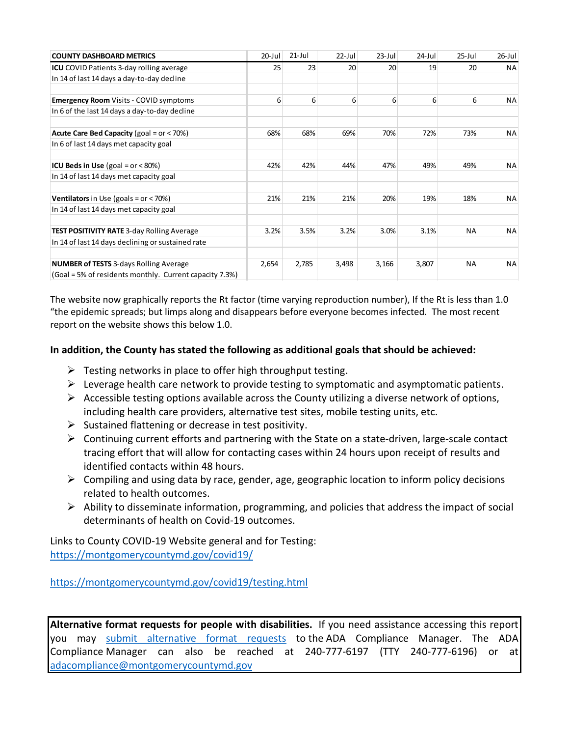| **COUNTY DASHBOARD METRICS** | 20-Jul | 21-Jul | 22-Jul | 23-Jul | 24-Jul | 25-Jul | 26-Jul |
|---|---|---|---|---|---|---|---|
| **ICU** COVID Patients 3-day rolling average | 25 | 23 | 20 | 20 | 19 | 20 | NA |
| In 14 of last 14 days a day-to-day decline | | | | | | | |
| | | | | | | | |
| **Emergency Room** Visits - COVID symptoms | 6 | 6 | 6 | 6 | 6 | 6 | NA |
| In 6 of the last 14 days a day-to-day decline | | | | | | | |
| | | | | | | | |
| **Acute Care Bed Capacity** (goal = or < 70%) | 68% | 68% | 69% | 70% | 72% | 73% | NA |
| In 6 of last 14 days met capacity goal | | | | | | | |
| | | | | | | | |
| **ICU Beds in Use** (goal = or < 80%) | 42% | 42% | 44% | 47% | 49% | 49% | NA |
| In 14 of last 14 days met capacity goal | | | | | | | |
| | | | | | | | |
| **Ventilators** in Use (goals = or < 70%) | 21% | 21% | 21% | 20% | 19% | 18% | NA |
| In 14 of last 14 days met capacity goal | | | | | | | |
| | | | | | | | |
| **TEST POSITIVITY RATE** 3-day Rolling Average | 3.2% | 3.5% | 3.2% | 3.0% | 3.1% | NA | NA |
| In 14 of last 14 days declining or sustained rate | | | | | | | |
| | | | | | | | |
| **NUMBER of TESTS** 3-days Rolling Average | 2,654 | 2,785 | 3,498 | 3,166 | 3,807 | NA | NA |
| (Goal = 5% of residents monthly. Current capacity 7.3%) | | | | | | | |

The website now graphically reports the Rt factor (time varying reproduction number), If the Rt is less than 1.0 "the epidemic spreads; but limps along and disappears before everyone becomes infected. The most recent report on the website shows this below 1.0.

**In addition, the County has stated the following as additional goals that should be achieved:**

- Testing networks in place to offer high throughput testing.
- Leverage health care network to provide testing to symptomatic and asymptomatic patients.
- Accessible testing options available across the County utilizing a diverse network of options, including health care providers, alternative test sites, mobile testing units, etc.
- Sustained flattening or decrease in test positivity.
- Continuing current efforts and partnering with the State on a state-driven, large-scale contact tracing effort that will allow for contacting cases within 24 hours upon receipt of results and identified contacts within 48 hours.
- Compiling and using data by race, gender, age, geographic location to inform policy decisions related to health outcomes.
- Ability to disseminate information, programming, and policies that address the impact of social determinants of health on Covid-19 outcomes.

Links to County COVID-19 Website general and for Testing:
https://montgomerycountymd.gov/covid19/

https://montgomerycountymd.gov/covid19/testing.html

**Alternative format requests for people with disabilities.** If you need assistance accessing this report you may submit alternative format requests to the ADA Compliance Manager. The ADA Compliance Manager can also be reached at 240-777-6197 (TTY 240-777-6196) or at adacompliance@montgomerycountymd.gov